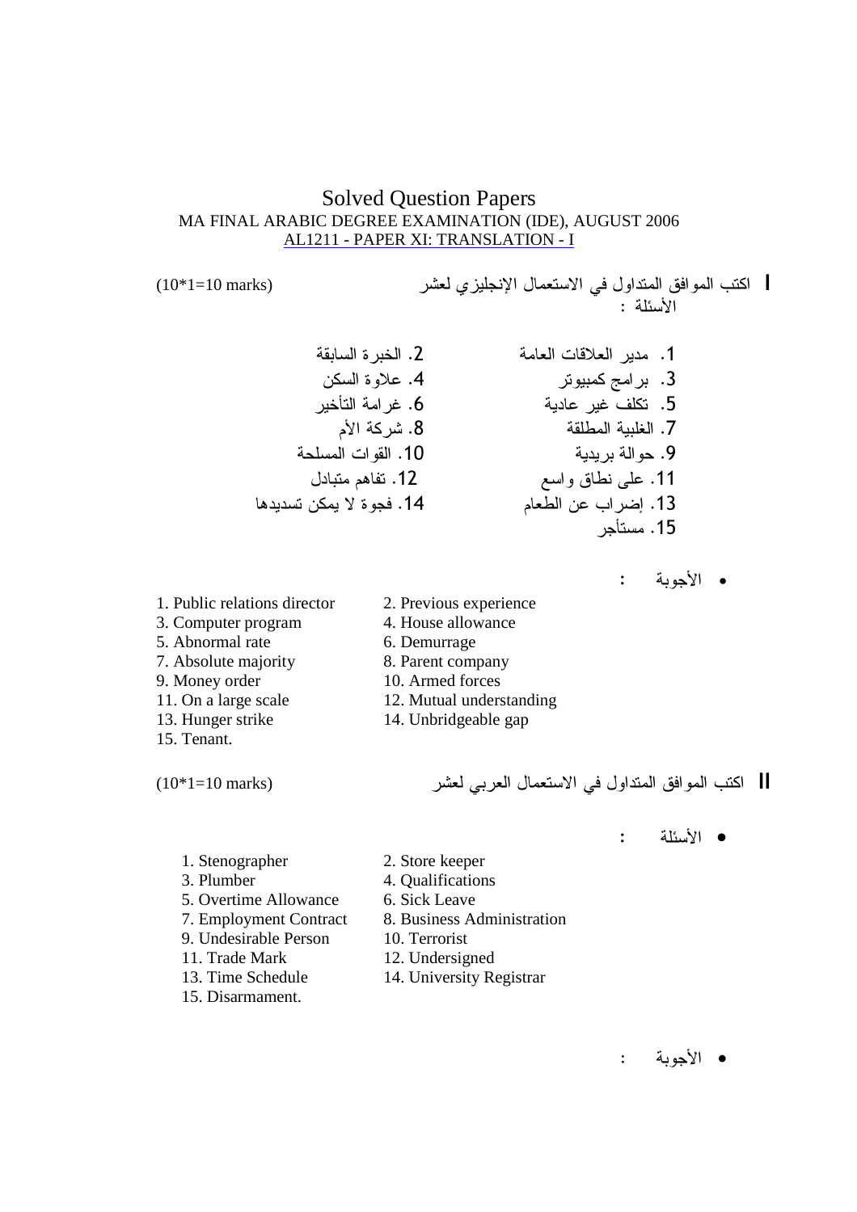# Solved Question Papers

MA FINAL ARABIC DEGREE EXAMINATION (IDE), AUGUST 2006

AL1211 - PAPER XI: TRANSLATION - I

**I** اكتب الموافق المتداول في الاستعمال الإنجليزي لعشر الأسئلة : (10*1=10 marks)

1. مدير العلاقات العامة
2. الخبرة السابقة
3. برامج كمبيوتر
4. علاوة السكن
5. تكلف غير عادية
6. غرامة التأخير
7. الغلبية المطلقة
8. شركة الأم
9. حوالة بريدية
10. القوات المسلحة
11. على نطاق واسع
12. تفاهم متبادل
13. إضراب عن الطعام
14. فجوة لا يمكن تسديدها
15. مستأجر

- الأجوبة :

1. Public relations director
2. Previous experience
3. Computer program
4. House allowance
5. Abnormal rate
6. Demurrage
7. Absolute majority
8. Parent company
9. Money order
10. Armed forces
11. On a large scale
12. Mutual understanding
13. Hunger strike
14. Unbridgeable gap
15. Tenant.

**II** اكتب الموافق المتداول في الاستعمال العربي لعشر (10*1=10 marks)

- الأسئلة :

1. Stenographer
2. Store keeper
3. Plumber
4. Qualifications
5. Overtime Allowance
6. Sick Leave
7. Employment Contract
8. Business Administration
9. Undesirable Person
10. Terrorist
11. Trade Mark
12. Undersigned
13. Time Schedule
14. University Registrar
15. Disarmament.

- الأجوبة :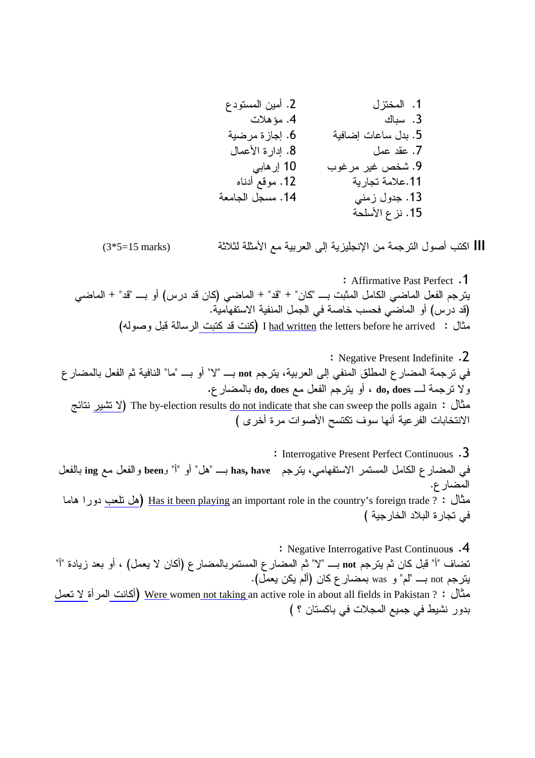1. المختزل
2. أمين المستودع
3. سباك
4. مؤهلات
5. بدل ساعات إضافية
6. إجازة مرضية
7. عقد عمل
8. إدارة الأعمال
9. شخص غير مرغوب
10. إرهابي
11. علامة تجارية
12. موقع أدناه
13. جدول زمني
14. مسجل الجامعة
15. نزع الأسلحة

**III** اكتب أصول الترجمة من الإنجليزية إلى العربية مع الأمثلة لثلاثة (3*5=15 marks)

1. Affirmative Past Perfect :

يترجم الفعل الماضي الكامل المثبت بـــ "كان" + "قد" + الماضي (كان قد درس) أو بـــ "قد" + الماضي (قد درس) أو الماضي فحسب خاصة في الجمل المنفية الاستفهامية.

مثال : I had written the letters before he arrived (كنت قد كتبت الرسالة قبل وصوله)

2. Negative Present Indefinite :

في ترجمة المضارع المطلق المنفي إلى العربية، يترجم **not** بـــ "لا" أو بـــ "ما" النافية ثم الفعل بالمضارع ولا ترجمة لـــ **do, does** ، أو يترجم الفعل مع **do, does** بالمضارع.

مثال : The by-election results do not indicate that she can sweep the polls again (لا تشير نتائج الانتخابات الفرعية أنها سوف تكتسح الأصوات مرة أخرى )

3. Interrogative Present Perfect Continuous :

في المضارع الكامل المستمر الاستفهامي، يترجم **has, have** بـــ "هل" أو "أ" و**been** والفعل مع **ing** بالفعل المضارع.

مثال : Has it been playing an important role in the country's foreign trade ? (هل تلعب دورا هاما في تجارة البلاد الخارجية )

4. Negative Interrogative Past Continuous :

تضاف "أ" قبل كان ثم يترجم **not** بـــ "لا" ثم المضارع المستمربالمضارع (أكان لا يعمل) ، أو بعد زيادة "أ" يترجم not بـــ "لم" و was بمضارع كان (ألم يكن يعمل).

مثال : Were women not taking an active role in about all fields in Pakistan ? (أكانت المرأة لا تعمل بدور نشيط في جميع المجالات في باكستان ؟ )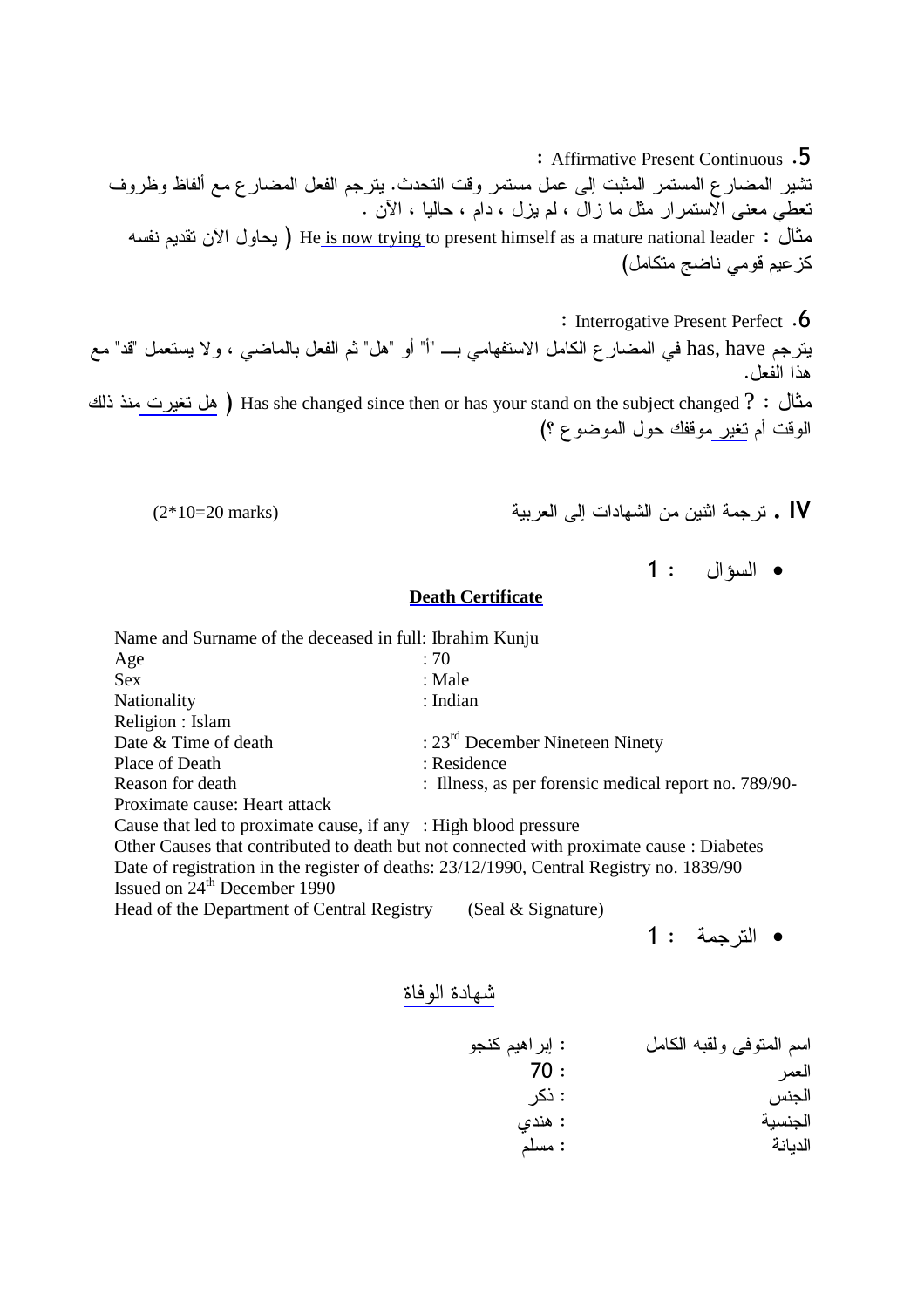5. Affirmative Present Continuous :

تشير المضارع المستمر المثبت إلى عمل مستمر وقت التحدث. يترجم الفعل المضارع مع ألفاظ وظروف تعطي معنى الاستمرار مثل ما زال ، لم يزل ، دام ، حاليا ، الآن .

مثال : He is now trying to present himself as a mature national leader ( يحاول الآن تقديم نفسه كزعيم قومي ناضج متكامل)

6. Interrogative Present Perfect :

يترجم has, have في المضارع الكامل الاستفهامي بـــ "أ" أو "هل" ثم الفعل بالماضي ، ولا يستعمل "قد" مع هذا الفعل.

مثال : ? Has she changed since then or has your stand on the subject changed ( هل تغيرت منذ ذلك الوقت أم تغير موقفك حول الموضوع ؟)

**IV . ترجمة اثنين من الشهادات إلى العربية** (2*10=20 marks)

- السؤال : 1

**Death Certificate**

Name and Surname of the deceased in full: Ibrahim Kunju
Age : 70
Sex : Male
Nationality : Indian
Religion : Islam
Date & Time of death : 23rd December Nineteen Ninety
Place of Death : Residence
Reason for death : Illness, as per forensic medical report no. 789/90-
Proximate cause: Heart attack
Cause that led to proximate cause, if any : High blood pressure
Other Causes that contributed to death but not connected with proximate cause : Diabetes
Date of registration in the register of deaths: 23/12/1990, Central Registry no. 1839/90
Issued on 24th December 1990
Head of the Department of Central Registry (Seal & Signature)

- الترجمة : 1

شهادة الوفاة

اسم المتوفى ولقبه الكامل : إبراهيم كنجو
العمر : 70
الجنس : ذكر
الجنسية : هندي
الديانة : مسلم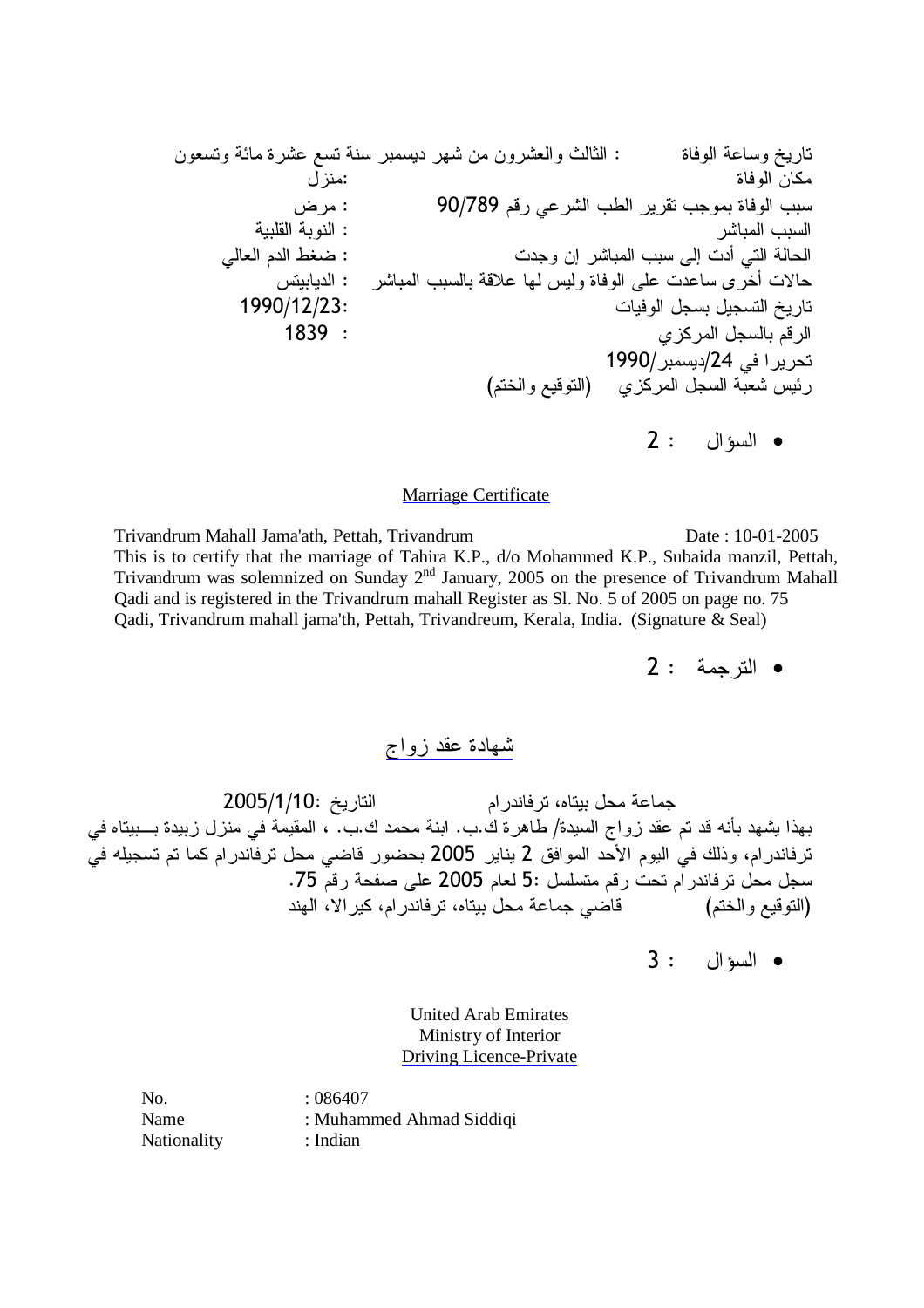تاريخ وساعة الوفاة : الثالث والعشرون من شهر ديسمبر سنة تسع عشرة مائة وتسعون
مكان الوفاة :منزل
سبب الوفاة بموجب تقرير الطب الشرعي رقم 90/789 : مرض
السبب المباشر : النوبة القلبية
الحالة التي أدت إلى سبب المباشر إن وجدت : ضغط الدم العالي
حالات أخرى ساعدت على الوفاة وليس لها علاقة بالسبب المباشر : الديابيتس
تاريخ التسجيل بسجل الوفيات :1990/12/23
الرقم بالسجل المركزي : 1839
تحريرا في 24/ديسمبر/1990
رئيس شعبة السجل المركزي (التوقيع والختم)

- السؤال : 2

Marriage Certificate

Trivandrum Mahall Jama'ath, Pettah, Trivandrum Date : 10-01-2005
This is to certify that the marriage of Tahira K.P., d/o Mohammed K.P., Subaida manzil, Pettah, Trivandrum was solemnized on Sunday 2nd January, 2005 on the presence of Trivandrum Mahall Qadi and is registered in the Trivandrum mahall Register as Sl. No. 5 of 2005 on page no. 75
Qadi, Trivandrum mahall jama'th, Pettah, Trivandreum, Kerala, India. (Signature & Seal)

- الترجمة : 2

شهادة عقد زواج

جماعة محل بيتاه، ترفاندرام التاريخ :2005/1/10
بهذا يشهد بأنه قد تم عقد زواج السيدة/ طاهرة ك.ب. ابنة محمد ك.ب. ، المقيمة في منزل زبيدة بـــبيتاه في ترفاندرام، وذلك في اليوم الأحد الموافق 2 يناير 2005 بحضور قاضي محل ترفاندرام كما تم تسجيله في سجل محل ترفاندرام تحت رقم متسلسل :5 لعام 2005 على صفحة رقم 75.
(التوقيع والختم) قاضي جماعة محل بيتاه، ترفاندرام، كيرالا، الهند

- السؤال : 3

United Arab Emirates
Ministry of Interior
Driving Licence-Private

No. : 086407
Name : Muhammed Ahmad Siddiqi
Nationality : Indian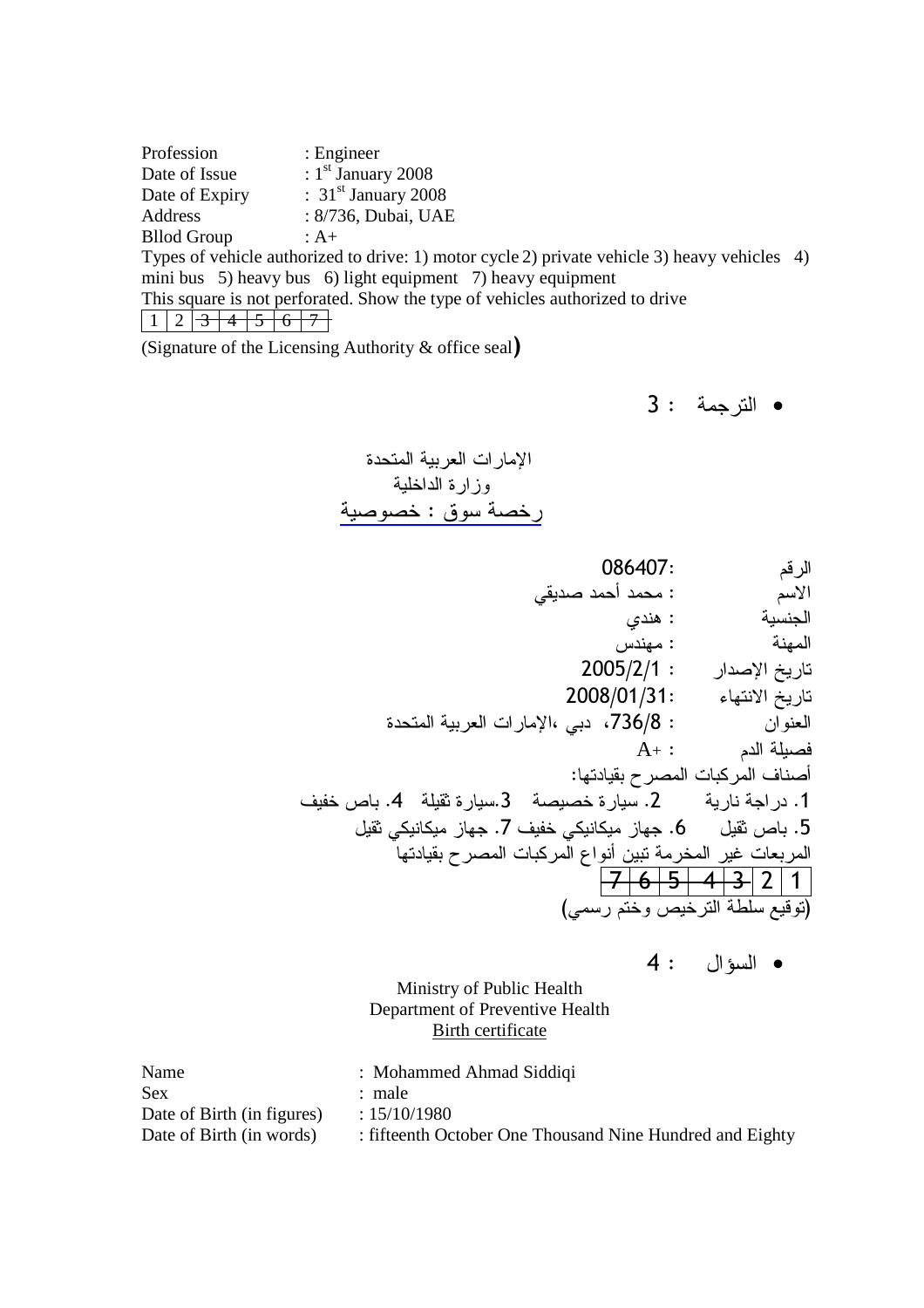Profession : Engineer
Date of Issue : 1st January 2008
Date of Expiry : 31st January 2008
Address : 8/736, Dubai, UAE
Bllod Group : A+

Types of vehicle authorized to drive: 1) motor cycle 2) private vehicle 3) heavy vehicles 4) mini bus 5) heavy bus 6) light equipment 7) heavy equipment

This square is not perforated. Show the type of vehicles authorized to drive

| 1 | 2 | ~~3~~ | ~~4~~ | ~~5~~ | ~~6~~ | ~~7~~ |
|---|---|---|---|---|---|---|

(Signature of the Licensing Authority & office seal)

- الترجمة : 3

الإمارات العربية المتحدة
وزارة الداخلية
رخصة سوق : خصوصية

الرقم :086407
الاسم : محمد أحمد صديقي
الجنسية : هندي
المهنة : مهندس
تاريخ الإصدار : 2005/2/1
تاريخ الانتهاء :2008/01/31
العنوان : 736/8، دبي ،الإمارات العربية المتحدة
فصيلة الدم : A+

أصناف المركبات المصرح بقيادتها:
1. دراجة نارية 2. سيارة خصيصة 3.سيارة ثقيلة 4. باص خفيف
5. باص ثقيل 6. جهاز ميكانيكي خفيف 7. جهاز ميكانيكي ثقيل

المربعات غير المخرمة تبين أنواع المركبات المصرح بقيادتها

| ~~7~~ | ~~6~~ | ~~5~~ | ~~4~~ | ~~3~~ | 2 | 1 |
|---|---|---|---|---|---|---|

(توقيع سلطة الترخيص وختم رسمي)

- السؤال : 4

Ministry of Public Health
Department of Preventive Health
Birth certificate

Name : Mohammed Ahmad Siddiqi
Sex : male
Date of Birth (in figures) : 15/10/1980
Date of Birth (in words) : fifteenth October One Thousand Nine Hundred and Eighty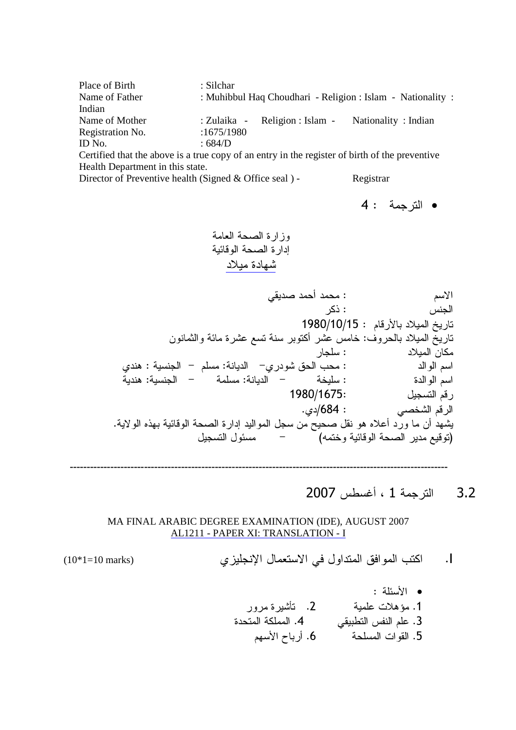Place of Birth : Silchar
Name of Father : Muhibbul Haq Choudhari - Religion : Islam - Nationality : Indian
Name of Mother : Zulaika - Religion : Islam - Nationality : Indian
Registration No. :1675/1980
ID No. : 684/D
Certified that the above is a true copy of an entry in the register of birth of the preventive Health Department in this state.
Director of Preventive health (Signed & Office seal ) - Registrar

- الترجمة : 4

وزارة الصحة العامة
إدارة الصحة الوقائية
<u>شهادة ميلاد</u>

الاسم : محمد أحمد صديقي
الجنس : ذكر
تاريخ الميلاد بالأرقام : 1980/10/15
تاريخ الميلاد بالحروف: خامس عشر أكتوبر سنة تسع عشرة مائة والثمانون
مكان الميلاد : سلجار
اسم الوالد : محب الحق شودري– الديانة: مسلم – الجنسية : هندي
اسم الوالدة : سليخة – الديانة: مسلمة – الجنسية: هندية
رقم التسجيل :1980/1675
الرقم الشخصي : 684/دي.
يشهد أن ما ورد أعلاه هو نقل صحيح من سجل المواليد إدارة الصحة الوقائية بهذه الولاية.
(توقيع مدير الصحة الوقائية وختمه) – مسئول التسجيل

---

## 3.2 الترجمة 1 ، أغسطس 2007

MA FINAL ARABIC DEGREE EXAMINATION (IDE), AUGUST 2007
<u>AL1211 - PAPER XI: TRANSLATION - I</u>

I. اكتب الموافق المتداول في الاستعمال الإنجليزي (10*1=10 marks)

- الأسئلة :

1. مؤهلات علمية 2. تأشيرة مرور
3. علم النفس التطبيقي 4. المملكة المتحدة
5. القوات المسلحة 6. أرباح الأسهم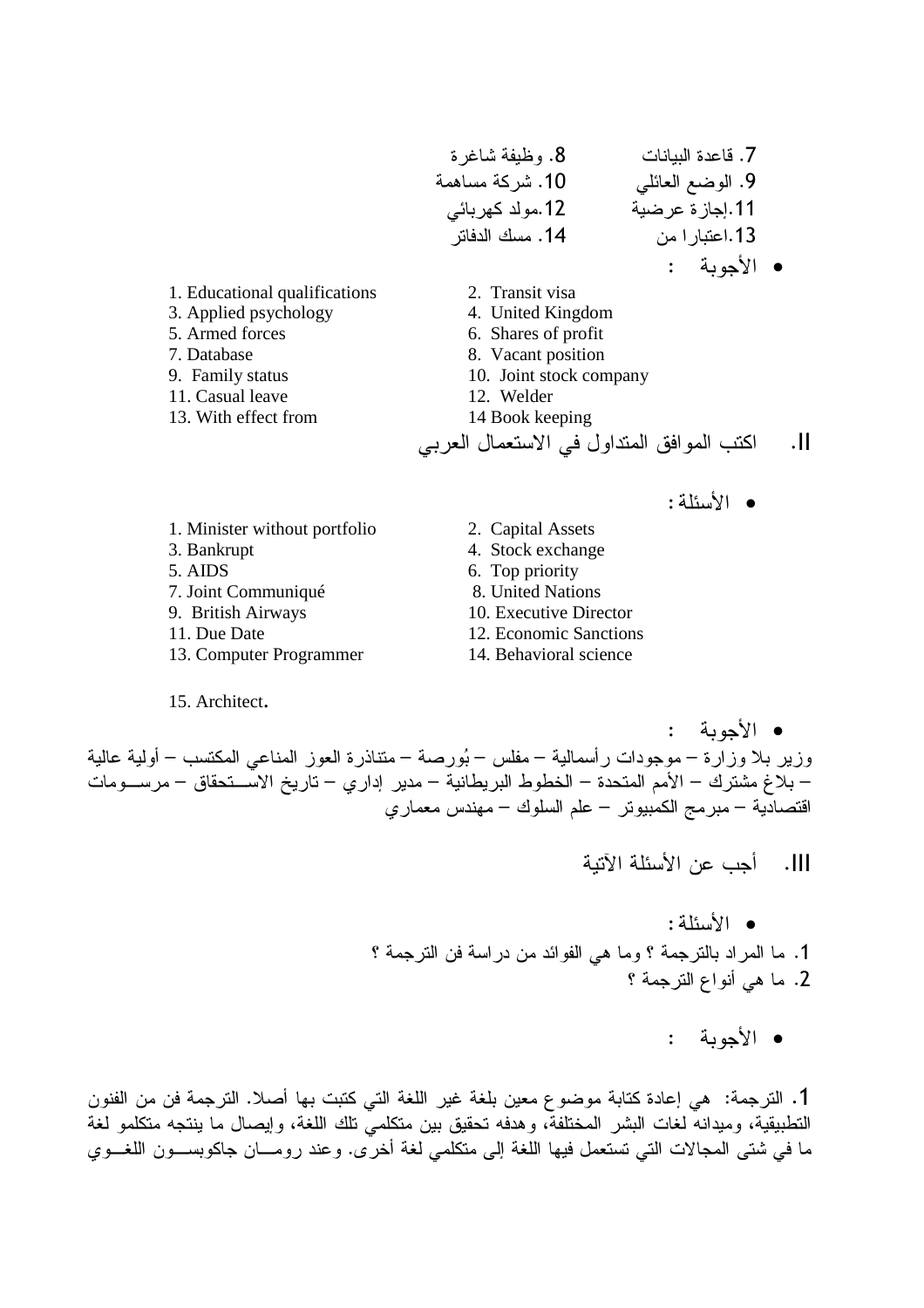7. قاعدة البيانات　　8. وظيفة شاغرة
9. الوضع العائلي　　10. شركة مساهمة
11. إجازة عرضية　　12. مولد كهربائي
13. اعتبارا من　　14. مسك الدفاتر

- الأجوبة :

1. Educational qualifications
2. Transit visa
3. Applied psychology
4. United Kingdom
5. Armed forces
6. Shares of profit
7. Database
8. Vacant position
9. Family status
10. Joint stock company
11. Casual leave
12. Welder
13. With effect from
14 Book keeping

## II. اكتب الموافق المتداول في الاستعمال العربي

- الأسئلة :

1. Minister without portfolio
2. Capital Assets
3. Bankrupt
4. Stock exchange
5. AIDS
6. Top priority
7. Joint Communiqué
8. United Nations
9. British Airways
10. Executive Director
11. Due Date
12. Economic Sanctions
13. Computer Programmer
14. Behavioral science
15. Architect.

- الأجوبة :

وزير بلا وزارة – موجودات رأسمالية – مفلس – بُورصة – متناذرة العوز المناعي المكتسب – أولية عالية – بلاغ مشترك – الأمم المتحدة – الخطوط البريطانية – مدير إداري – تاريخ الاستحقاق – مرسومات اقتصادية – مبرمج الكمبيوتر – علم السلوك – مهندس معماري

## III. أجب عن الأسئلة الآتية

- الأسئلة :

1. ما المراد بالترجمة ؟ وما هي الفوائد من دراسة فن الترجمة ؟
2. ما هي أنواع الترجمة ؟

- الأجوبة :

1. الترجمة: هي إعادة كتابة موضوع معين بلغة غير اللغة التي كتبت بها أصلا. الترجمة فن من الفنون التطبيقية، وميدانه لغات البشر المختلفة، وهدفه تحقيق بين متكلمي تلك اللغة، وإيصال ما ينتجه متكلمو لغة ما في شتى المجالات التي تستعمل فيها اللغة إلى متكلمي لغة أخرى. وعند رومان جاكوبسون اللغوي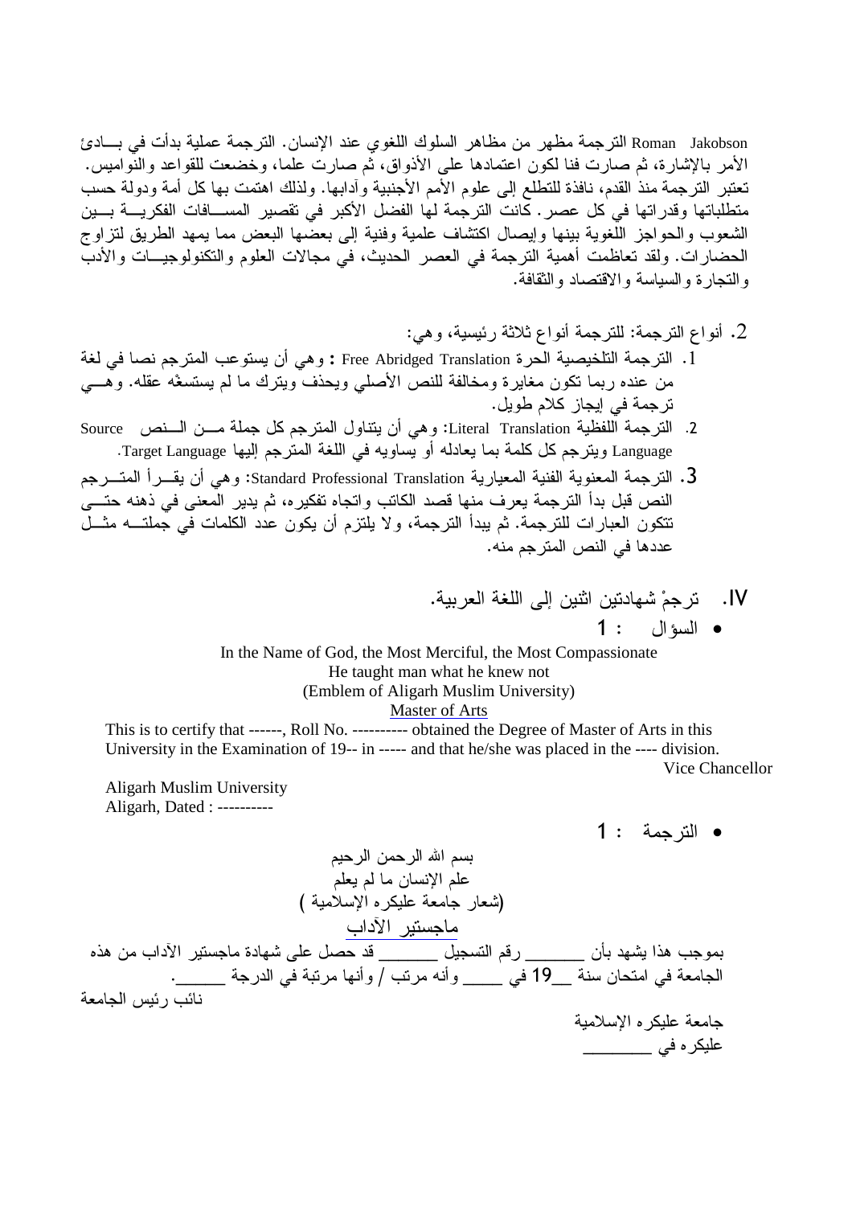Roman Jakobson الترجمة مظهر من مظاهر السلوك اللغوي عند الإنسان. الترجمة عملية بدأت في بـــادئ الأمر بالإشارة، ثم صارت فنا لكون اعتمادها على الأذواق، ثم صارت علما، وخضعت للقواعد والنواميس. تعتبر الترجمة منذ القدم، نافذة للتطلع إلى علوم الأمم الأجنبية وآدابها. ولذلك اهتمت بها كل أمة ودولة حسب متطلباتها وقدراتها في كل عصر. كانت الترجمة لها الفضل الأكبر في تقصير المســـافات الفكريـــة بـــين الشعوب والحواجز اللغوية بينها وإيصال اكتشاف علمية وفنية إلى بعضها البعض مما يمهد الطريق لتزاوج الحضارات. ولقد تعاظمت أهمية الترجمة في العصر الحديث، في مجالات العلوم والتكنولوجيـــات والأدب والتجارة والسياسة والاقتصاد والثقافة.

2. أنواع الترجمة: للترجمة أنواع ثلاثة رئيسية، وهي:

1. الترجمة التلخيصية الحرة Free Abridged Translation **:** وهي أن يستوعب المترجم نصا في لغة من عنده ربما تكون مغايرة ومخالفة للنص الأصلي ويحذف ويترك ما لم يستسغْه عقله. وهـــي ترجمة في إيجاز كلام طويل.
2. الترجمة اللفظية Literal Translation: وهي أن يتناول المترجم كل جملة مـــن الـــنص Source Language ويترجم كل كلمة بما يعادله أو يساويه في اللغة المترجم إليها Target Language.
3. الترجمة المعنوية الفنية المعيارية Standard Professional Translation: وهي أن يقـــرأ المتـــرجم النص قبل بدأ الترجمة يعرف منها قصد الكاتب واتجاه تفكيره، ثم يدير المعنى في ذهنه حتـــى تتكون العبارات للترجمة. ثم يبدأ الترجمة، ولا يلتزم أن يكون عدد الكلمات في جملتـــه مثـــل عددها في النص المترجم منه.

IV. ترجمْ شهادتين اثنين إلى اللغة العربية.

- السؤال : 1

In the Name of God, the Most Merciful, the Most Compassionate
He taught man what he knew not
(Emblem of Aligarh Muslim University)
Master of Arts

This is to certify that ------, Roll No. ---------- obtained the Degree of Master of Arts in this University in the Examination of 19-- in ----- and that he/she was placed in the ---- division.

Vice Chancellor

Aligarh Muslim University
Aligarh, Dated : ----------

- الترجمة : 1

بسم الله الرحمن الرحيم
علم الإنسان ما لم يعلم
(شعار جامعة عليكره الإسلامية )
ماجستير الآداب

بموجب هذا يشهد بأن ______ رقم التسجيل ______ قد حصل على شهادة ماجستير الآداب من هذه الجامعة في امتحان سنة __19 في _____ وأنه مرتب / وأنها مرتبة في الدرجة ______.

نائب رئيس الجامعة

جامعة عليكره الإسلامية
عليكره في ________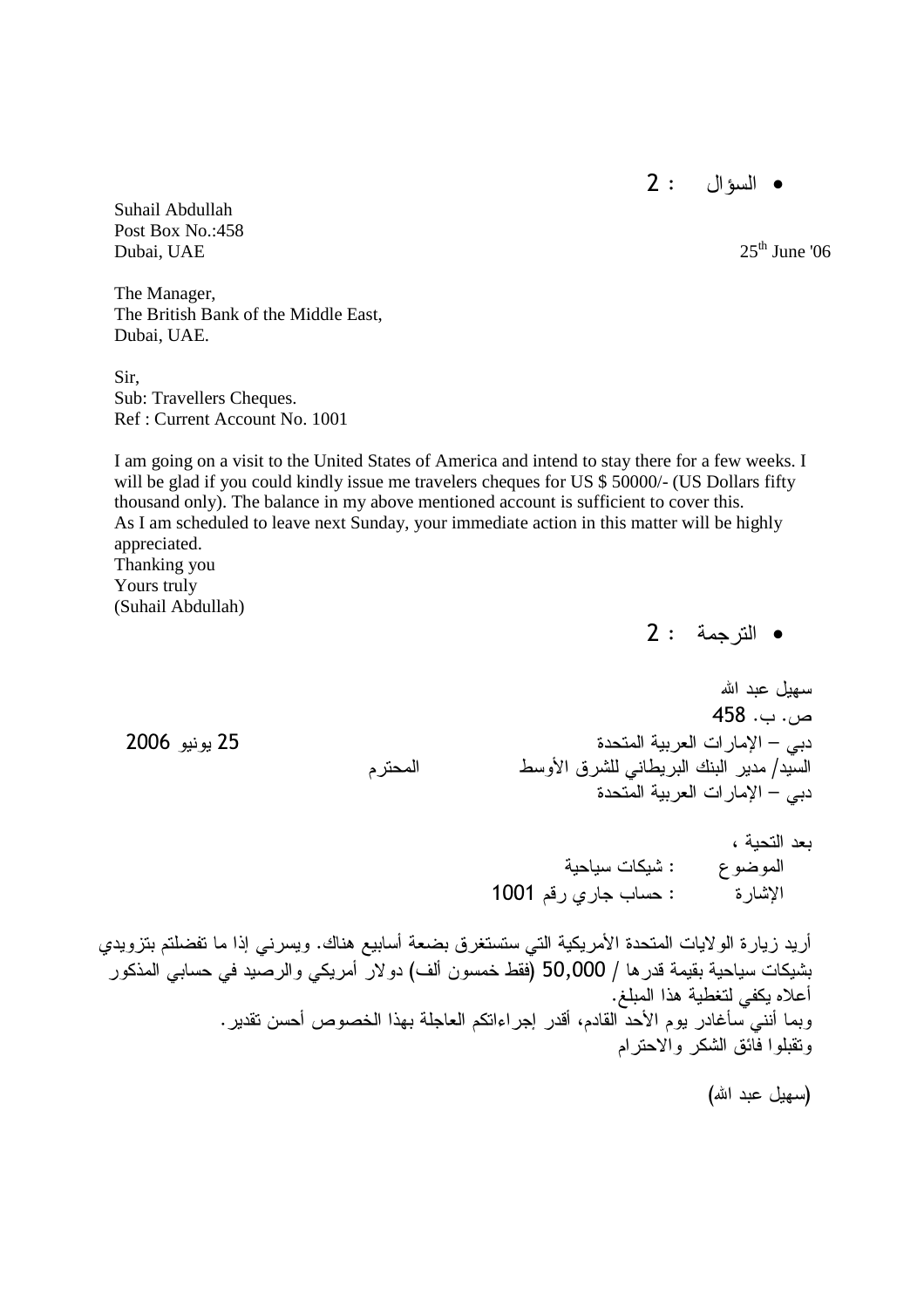- السؤال : 2

Suhail Abdullah
Post Box No.:458
Dubai, UAE

25th June '06

The Manager,
The British Bank of the Middle East,
Dubai, UAE.

Sir,
Sub: Travellers Cheques.
Ref : Current Account No. 1001

I am going on a visit to the United States of America and intend to stay there for a few weeks. I will be glad if you could kindly issue me travelers cheques for US $ 50000/- (US Dollars fifty thousand only). The balance in my above mentioned account is sufficient to cover this.
As I am scheduled to leave next Sunday, your immediate action in this matter will be highly appreciated.
Thanking you
Yours truly
(Suhail Abdullah)

- الترجمة : 2

سهيل عبد الله
ص. ب. 458
دبي – الإمارات العربية المتحدة

25 يونيو 2006

السيد/ مدير البنك البريطاني للشرق الأوسط المحترم
دبي – الإمارات العربية المتحدة

بعد التحية ،
الموضوع : شيكات سياحية
الإشارة : حساب جاري رقم 1001

أريد زيارة الولايات المتحدة الأمريكية التي ستستغرق بضعة أسابيع هناك. ويسرني إذا ما تفضلتم بتزويدي بشيكات سياحية بقيمة قدرها / 50,000 (فقط خمسون ألف) دولار أمريكي والرصيد في حسابي المذكور أعلاه يكفي لتغطية هذا المبلغ.
وبما أنني سأغادر يوم الأحد القادم، أقدر إجراءاتكم العاجلة بهذا الخصوص أحسن تقدير.
وتقبلوا فائق الشكر والاحترام

(سهيل عبد الله)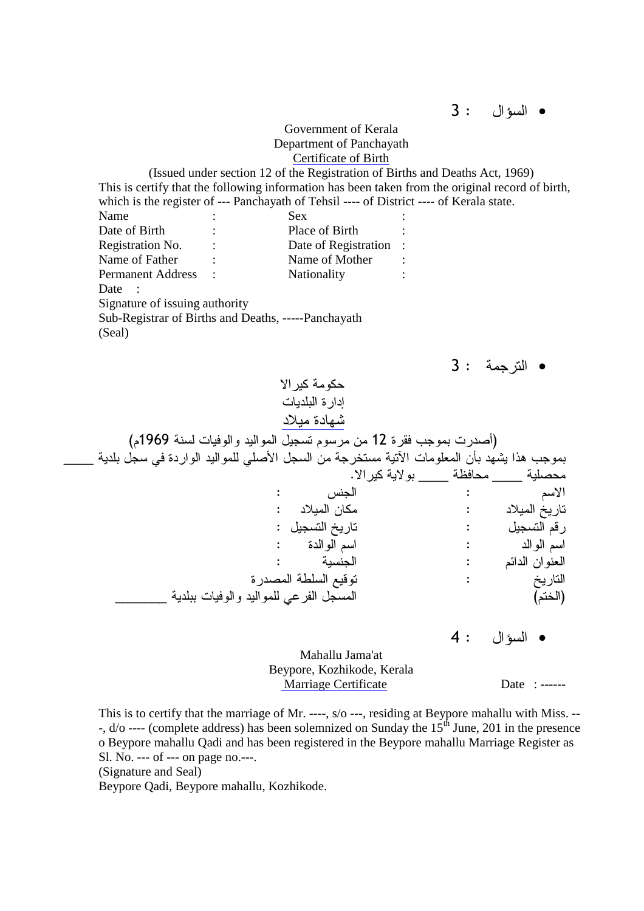- السؤال : 3

Government of Kerala
Department of Panchayath
Certificate of Birth
(Issued under section 12 of the Registration of Births and Deaths Act, 1969)

This is certify that the following information has been taken from the original record of birth, which is the register of --- Panchayath of Tehsil ---- of District ---- of Kerala state.

| | | | |
|---|---|---|---|
| Name | : | Sex | : |
| Date of Birth | : | Place of Birth | : |
| Registration No. | : | Date of Registration | : |
| Name of Father | : | Name of Mother | : |
| Permanent Address | : | Nationality | : |

Date :

Signature of issuing authority

Sub-Registrar of Births and Deaths, -----Panchayath

(Seal)

- الترجمة : 3

حكومة كيرالا
إدارة البلديات
شهادة ميلاد
(أصدرت بموجب فقرة 12 من مرسوم تسجيل المواليد والوفيات لسنة 1969م)

بموجب هذا يشهد بأن المعلومات الآتية مستخرجة من السجل الأصلي للمواليد الواردة في سجل بلدية _____ محصلية _____ محافظة _____ بولاية كيرالا.

| | | | |
|---|---|---|---|
| الاسم | : | الجنس | : |
| تاريخ الميلاد | : | مكان الميلاد | : |
| رقم التسجيل | : | تاريخ التسجيل | : |
| اسم الوالد | : | اسم الوالدة | : |
| العنوان الدائم | : | الجنسية | : |
| التاريخ | : | توقيع السلطة المصدرة | |
| (الختم) | | المسجل الفرعي للمواليد والوفيات ببلدية ________ | |

- السؤال : 4

Mahallu Jama'at
Beypore, Kozhikode, Kerala
Marriage Certificate

Date : ------

This is to certify that the marriage of Mr. ----, s/o ---, residing at Beypore mahallu with Miss. ---, d/o ---- (complete address) has been solemnized on Sunday the 15th June, 201 in the presence o Beypore mahallu Qadi and has been registered in the Beypore mahallu Marriage Register as Sl. No. --- of --- on page no.---.

(Signature and Seal)

Beypore Qadi, Beypore mahallu, Kozhikode.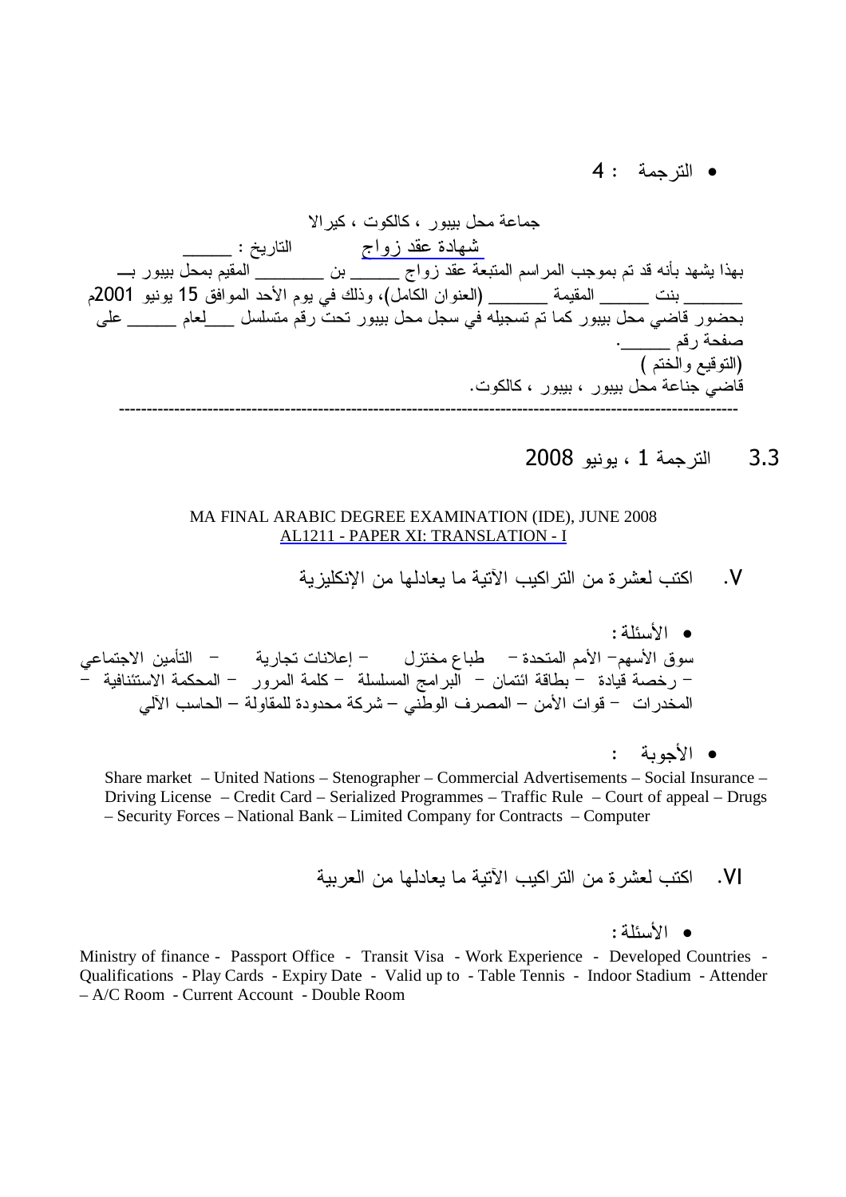- الترجمة : 4

جماعة محل بيبور ، كالكوت ، كيرالا

<u>شهادة عقد زواج</u> التاريخ : ______

بهذا يشهد بأنه قد تم بموجب المراسم المتبعة عقد زواج ______ بن ________ المقيم بمحل بيبور بـــ ______ بنت ______ المقيمة ______ (العنوان الكامل)، وذلك في يوم الأحد الموافق 15 يونيو 2001م بحضور قاضي محل بيبور كما تم تسجيله في سجل محل بيبور تحت رقم متسلسل ___لعام ______ على صفحة رقم ______.

(التوقيع والختم )

قاضي جناعة محل بيبور ، بيبور ، كالكوت.

---

## 3.3 الترجمة 1 ، يونيو 2008

MA FINAL ARABIC DEGREE EXAMINATION (IDE), JUNE 2008

<u>AL1211 - PAPER XI: TRANSLATION - I</u>

V. اكتب لعشرة من التراكيب الآتية ما يعادلها من الإنكليزية

- الأسئلة :

سوق الأسهم– الأمم المتحدة – طباع مختزل – إعلانات تجارية – التأمين الاجتماعي – رخصة قيادة – بطاقة ائتمان – البرامج المسلسلة – كلمة المرور – المحكمة الاستئنافية – المخدرات – قوات الأمن – المصرف الوطني – شركة محدودة للمقاولة – الحاسب الآلي

- الأجوبة :

Share market – United Nations – Stenographer – Commercial Advertisements – Social Insurance – Driving License – Credit Card – Serialized Programmes – Traffic Rule – Court of appeal – Drugs – Security Forces – National Bank – Limited Company for Contracts – Computer

VI. اكتب لعشرة من التراكيب الآتية ما يعادلها من العربية

- الأسئلة :

Ministry of finance - Passport Office - Transit Visa - Work Experience - Developed Countries - Qualifications - Play Cards - Expiry Date - Valid up to - Table Tennis - Indoor Stadium - Attender – A/C Room - Current Account - Double Room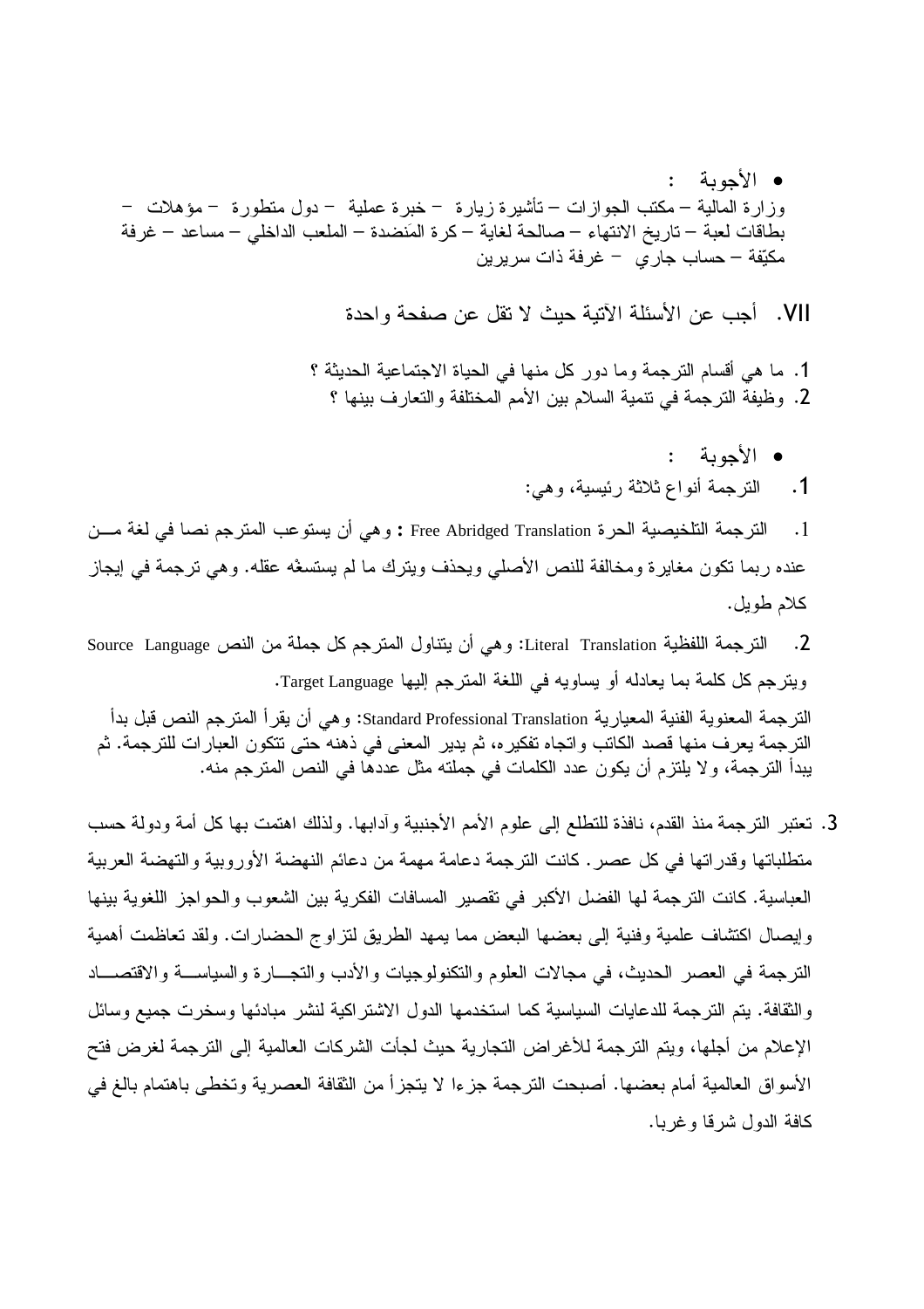- الأجوبة :

وزارة المالية – مكتب الجوازات – تأشيرة زيارة – خبرة عملية – دول متطورة – مؤهلات – بطاقات لعبة – تاريخ الانتهاء – صالحة لغاية – كرة المَنضدة – الملعب الداخلي – مساعد – غرفة مكيّفة – حساب جاري – غرفة ذات سريرين

VII. أجب عن الأسئلة الآتية حيث لا تقل عن صفحة واحدة

1. ما هي أقسام الترجمة وما دور كل منها في الحياة الاجتماعية الحديثة ؟
2. وظيفة الترجمة في تنمية السلام بين الأمم المختلفة والتعارف بينها ؟

- الأجوبة :

1. الترجمة أنواع ثلاثة رئيسية، وهي:

1. الترجمة التلخيصية الحرة Free Abridged Translation **:** وهي أن يستوعب المترجم نصا في لغة من عنده ربما تكون مغايرة ومخالفة للنص الأصلي ويحذف ويترك ما لم يستسغْه عقله. وهي ترجمة في إيجاز كلام طويل.

2. الترجمة اللفظية Literal Translation: وهي أن يتناول المترجم كل جملة من النص Source Language ويترجم كل كلمة بما يعادله أو يساويه في اللغة المترجم إليها Target Language.

الترجمة المعنوية الفنية المعيارية Standard Professional Translation: وهي أن يقرأ المترجم النص قبل بدأ الترجمة يعرف منها قصد الكاتب واتجاه تفكيره، ثم يدير المعنى في ذهنه حتى تتكون العبارات للترجمة. ثم يبدأ الترجمة، ولا يلتزم أن يكون عدد الكلمات في جملته مثل عددها في النص المترجم منه.

3. تعتبر الترجمة منذ القدم، نافذة للتطلع إلى علوم الأمم الأجنبية وآدابها. ولذلك اهتمت بها كل أمة ودولة حسب متطلباتها وقدراتها في كل عصر. كانت الترجمة دعامة مهمة من دعائم النهضة الأوروبية والنهضة العربية العباسية. كانت الترجمة لها الفضل الأكبر في تقصير المسافات الفكرية بين الشعوب والحواجز اللغوية بينها وإيصال اكتشاف علمية وفنية إلى بعضها البعض مما يمهد الطريق لتزاوج الحضارات. ولقد تعاظمت أهمية الترجمة في العصر الحديث، في مجالات العلوم والتكنولوجيات والأدب والتجارة والسياسة والاقتصاد والثقافة. يتم الترجمة للدعايات السياسية كما استخدمها الدول الاشتراكية لنشر مبادئها وسخرت جميع وسائل الإعلام من أجلها، ويتم الترجمة للأغراض التجارية حيث لجأت الشركات العالمية إلى الترجمة لغرض فتح الأسواق العالمية أمام بعضها. أصبحت الترجمة جزءا لا يتجزأ من الثقافة العصرية وتخطى باهتمام بالغ في كافة الدول شرقا وغربا.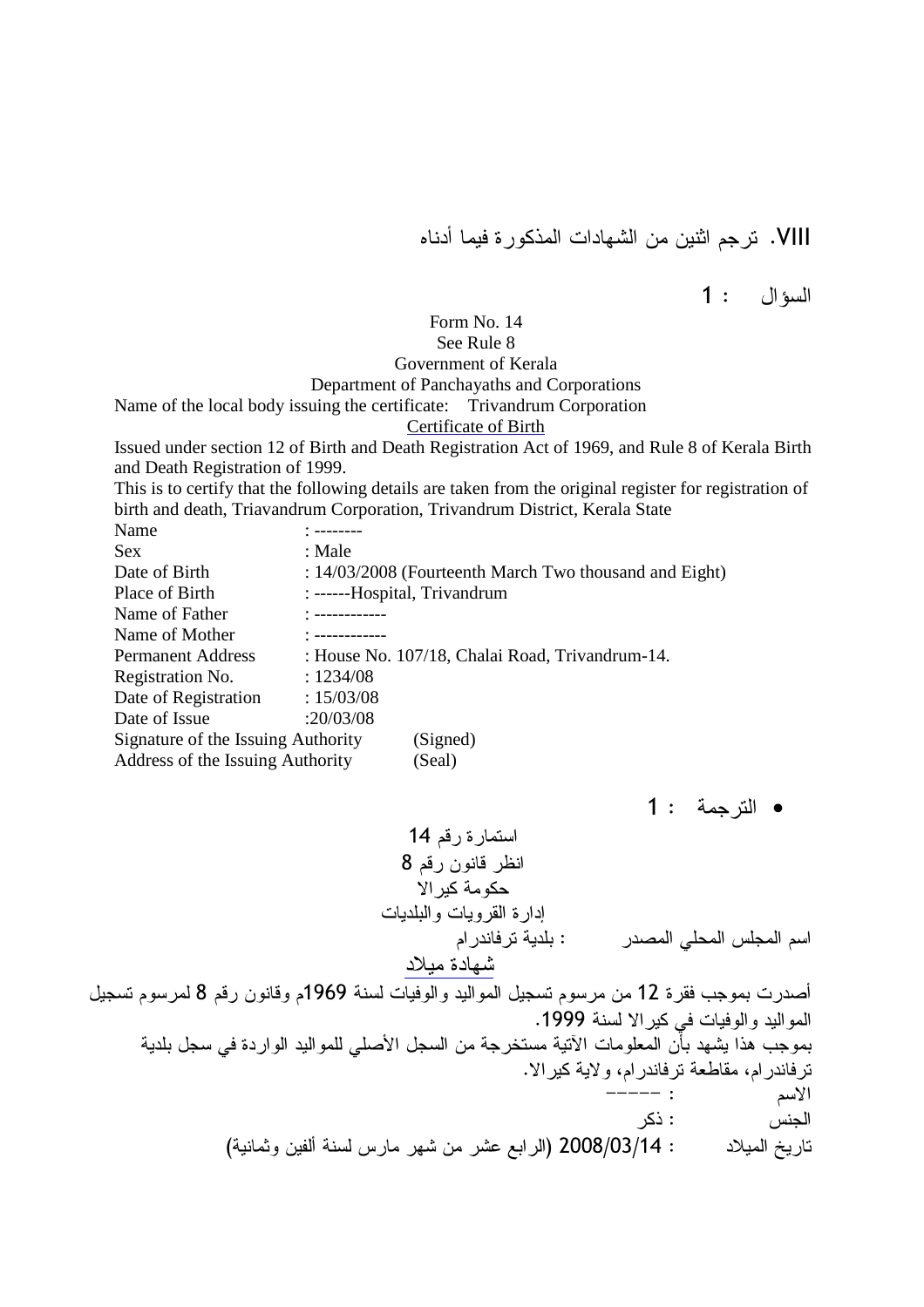VIII. ترجم اثنين من الشهادات المذكورة فيما أدناه

السؤال : 1

Form No. 14
See Rule 8
Government of Kerala
Department of Panchayaths and Corporations

Name of the local body issuing the certificate: Trivandrum Corporation

Certificate of Birth

Issued under section 12 of Birth and Death Registration Act of 1969, and Rule 8 of Kerala Birth and Death Registration of 1999.

This is to certify that the following details are taken from the original register for registration of birth and death, Triavandrum Corporation, Trivandrum District, Kerala State

Name : --------
Sex : Male
Date of Birth : 14/03/2008 (Fourteenth March Two thousand and Eight)
Place of Birth : ------Hospital, Trivandrum
Name of Father : ------------
Name of Mother : ------------
Permanent Address : House No. 107/18, Chalai Road, Trivandrum-14.
Registration No. : 1234/08
Date of Registration : 15/03/08
Date of Issue :20/03/08
Signature of the Issuing Authority (Signed)
Address of the Issuing Authority (Seal)

- الترجمة : 1

استمارة رقم 14
انظر قانون رقم 8
حكومة كيرالا
إدارة القرويات والبلديات

اسم المجلس المحلي المصدر : بلدية ترفاندرام

شهادة ميلاد

أصدرت بموجب فقرة 12 من مرسوم تسجيل المواليد والوفيات لسنة 1969م وقانون رقم 8 لمرسوم تسجيل المواليد والوفيات في كيرالا لسنة 1999.

بموجب هذا يشهد بأن المعلومات الآتية مستخرجة من السجل الأصلي للمواليد الواردة في سجل بلدية ترفاندرام، مقاطعة ترفاندرام، ولاية كيرالا.

الاسم : -----
الجنس : ذكر
تاريخ الميلاد : 2008/03/14 (الرابع عشر من شهر مارس لسنة ألفين وثمانية)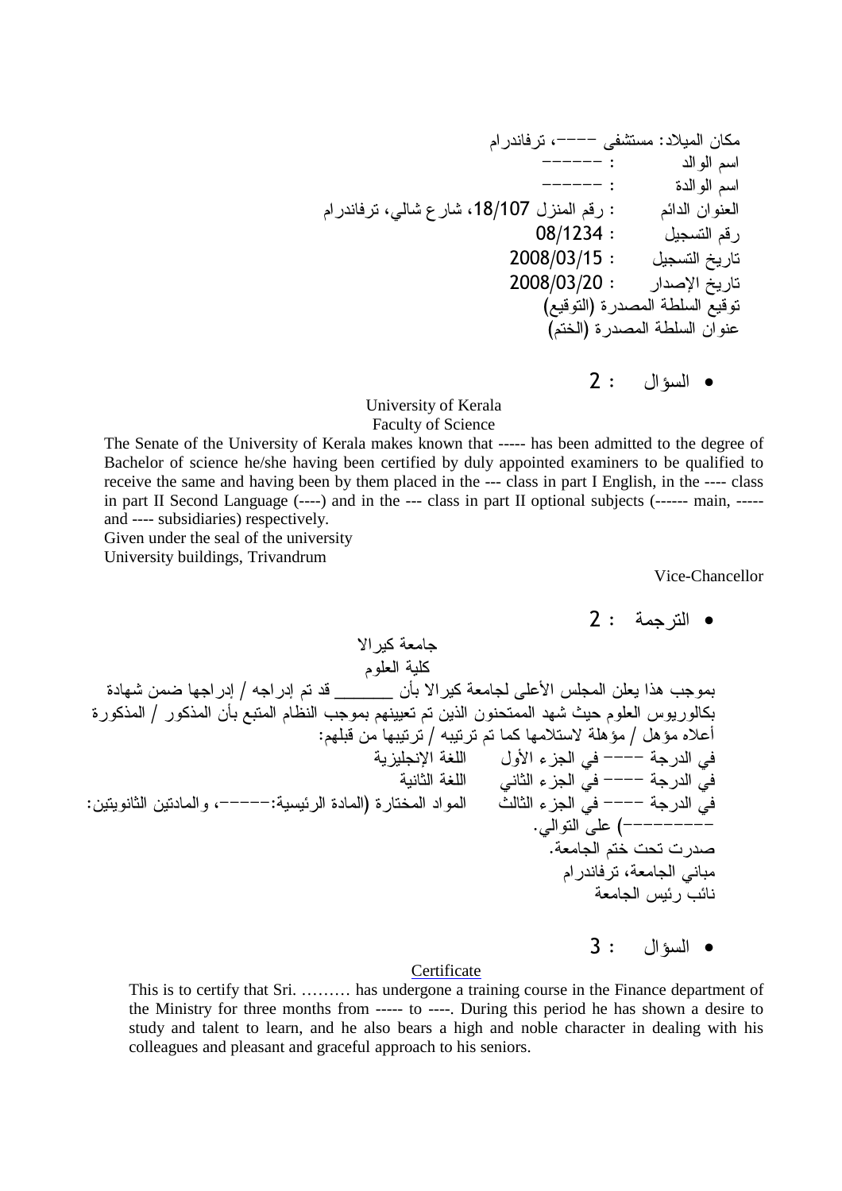مكان الميلاد: مستشفى ---، ترفاندرام

اسم الوالد : ------

اسم الوالدة : ------

العنوان الدائم : رقم المنزل 18/107، شارع شالي، ترفاندرام

رقم التسجيل : 08/1234

تاريخ التسجيل : 2008/03/15

تاريخ الإصدار : 2008/03/20

توقيع السلطة المصدرة (التوقيع)

عنوان السلطة المصدرة (الختم)

- السؤال : 2

University of Kerala

Faculty of Science

The Senate of the University of Kerala makes known that ----- has been admitted to the degree of Bachelor of science he/she having been certified by duly appointed examiners to be qualified to receive the same and having been by them placed in the --- class in part I English, in the ---- class in part II Second Language (----) and in the --- class in part II optional subjects (------ main, ----- and ---- subsidiaries) respectively.

Given under the seal of the university

University buildings, Trivandrum

Vice-Chancellor

- الترجمة : 2

جامعة كيرالا

كلية العلوم

بموجب هذا يعلن المجلس الأعلى لجامعة كيرالا بأن ______ قد تم إدراجه / إدراجها ضمن شهادة بكالوريوس العلوم حيث شهد الممتحنون الذين تم تعيينهم بموجب النظام المتبع بأن المذكور / المذكورة أعلاه مؤهل / مؤهلة لاستلامها كما تم ترتيبه / ترتيبها من قبلهم:

في الدرجة ---- في الجزء الأول اللغة الإنجليزية

في الدرجة ---- في الجزء الثاني اللغة الثانية

في الدرجة ---- في الجزء الثالث المواد المختارة (المادة الرئيسية:-----، والمادتين الثانويتين: ---------) على التوالي.

صدرت تحت ختم الجامعة.

مباني الجامعة، ترفاندرام

نائب رئيس الجامعة

- السؤال : 3

Certificate

This is to certify that Sri. ……… has undergone a training course in the Finance department of the Ministry for three months from ----- to ----. During this period he has shown a desire to study and talent to learn, and he also bears a high and noble character in dealing with his colleagues and pleasant and graceful approach to his seniors.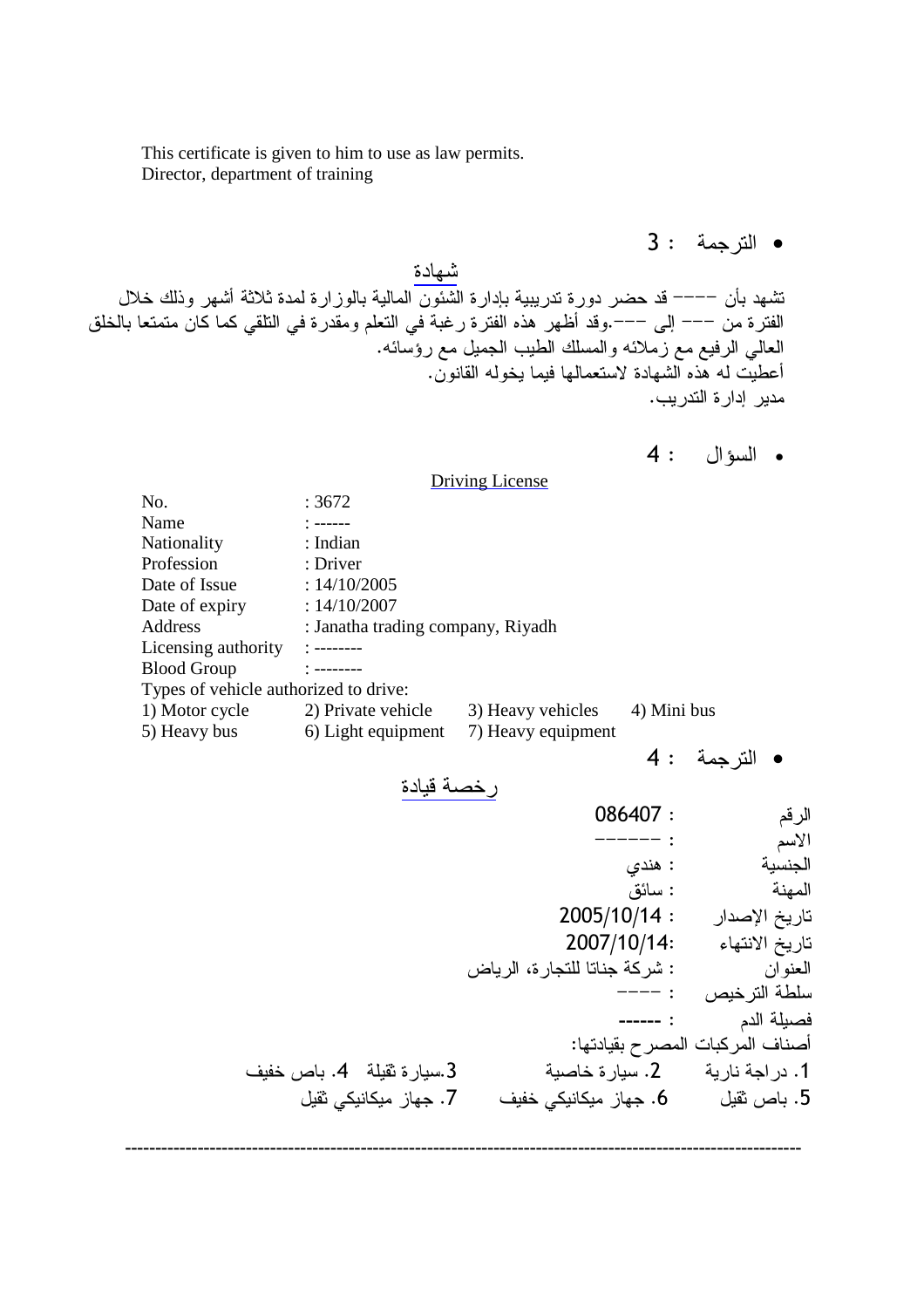This certificate is given to him to use as law permits.
Director, department of training

- الترجمة : 3

شهادة

تشهد بأن ---- قد حضر دورة تدريبية بإدارة الشئون المالية بالوزارة لمدة ثلاثة أشهر وذلك خلال الفترة من --- إلى ---.وقد أظهر هذه الفترة رغبة في التعلم ومقدرة في التلقي كما كان متمتعا بالخلق العالي الرفيع مع زملائه والمسلك الطيب الجميل مع رؤسائه.
أعطيت له هذه الشهادة لاستعمالها فيما يخوله القانون.
مدير إدارة التدريب.

- السؤال : 4

Driving License

| | |
|---|---|
| No. | : 3672 |
| Name | : ------ |
| Nationality | : Indian |
| Profession | : Driver |
| Date of Issue | : 14/10/2005 |
| Date of expiry | : 14/10/2007 |
| Address | : Janatha trading company, Riyadh |
| Licensing authority | : -------- |
| Blood Group | : -------- |

Types of vehicle authorized to drive:
1) Motor cycle 2) Private vehicle 3) Heavy vehicles 4) Mini bus
5) Heavy bus 6) Light equipment 7) Heavy equipment

- الترجمة : 4

رخصة قيادة

| | |
|---|---|
| الرقم | 086407 : |
| الاسم | ------ : |
| الجنسية | : هندي |
| المهنة | : سائق |
| تاريخ الإصدار | 2005/10/14 : |
| تاريخ الانتهاء | 2007/10/14: |
| العنوان | : شركة جناتا للتجارة، الرياض |
| سلطة الترخيص | : ---- |
| فصيلة الدم | : ------ |

أصناف المركبات المصرح بقيادتها:
1. دراجة نارية 2. سيارة خاصية 3.سيارة ثقيلة 4. باص خفيف
5. باص ثقيل 6. جهاز ميكانيكي خفيف 7. جهاز ميكانيكي ثقيل

---